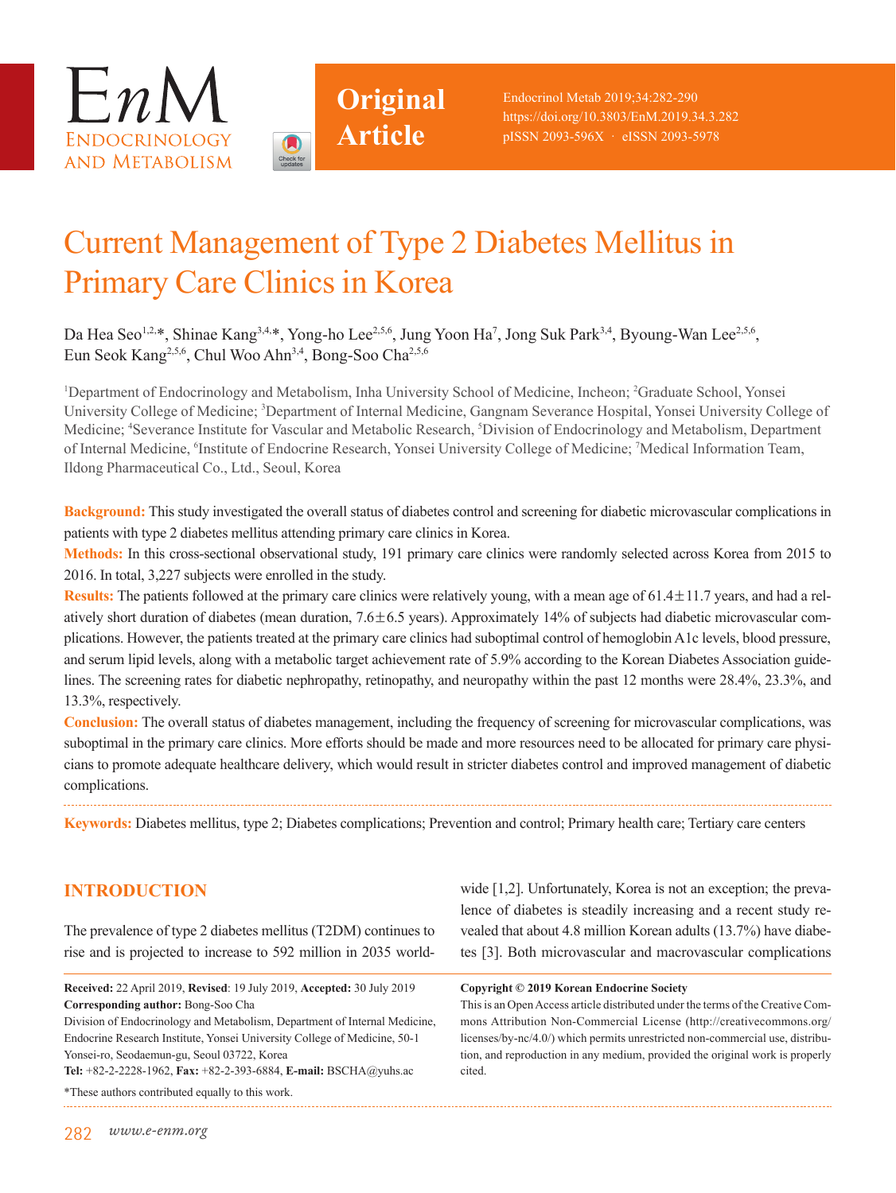Original Article

# Current Management of Type 2 Diabetes Mellitus in Primary Care Clinics in Korea

Da Hea Seo[1,2,*], Shinae Kang[3,4,*], Yong-ho Lee[2,5,6], Jung Yoon Ha[7], Jong Suk Park[3,4], Byoung-Wan Lee[2,5,6], Eun Seok Kang[2,5,6], Chul Woo Ahn[3,4], Bong-Soo Cha[2,5,6]

[1]Department of Endocrinology and Metabolism, Inha University School of Medicine, Incheon; [2]Graduate School, Yonsei University College of Medicine; [3]Department of Internal Medicine, Gangnam Severance Hospital, Yonsei University College of Medicine; [4]Severance Institute for Vascular and Metabolic Research, [5]Division of Endocrinology and Metabolism, Department of Internal Medicine, [6]Institute of Endocrine Research, Yonsei University College of Medicine; [7]Medical Information Team, Ildong Pharmaceutical Co., Ltd., Seoul, Korea

**Background:** This study investigated the overall status of diabetes control and screening for diabetic microvascular complications in patients with type 2 diabetes mellitus attending primary care clinics in Korea.

**Methods:** In this cross-sectional observational study, 191 primary care clinics were randomly selected across Korea from 2015 to 2016. In total, 3,227 subjects were enrolled in the study.

**Results:** The patients followed at the primary care clinics were relatively young, with a mean age of 61.4±11.7 years, and had a relatively short duration of diabetes (mean duration, 7.6±6.5 years). Approximately 14% of subjects had diabetic microvascular complications. However, the patients treated at the primary care clinics had suboptimal control of hemoglobin A1c levels, blood pressure, and serum lipid levels, along with a metabolic target achievement rate of 5.9% according to the Korean Diabetes Association guidelines. The screening rates for diabetic nephropathy, retinopathy, and neuropathy within the past 12 months were 28.4%, 23.3%, and 13.3%, respectively.

**Conclusion:** The overall status of diabetes management, including the frequency of screening for microvascular complications, was suboptimal in the primary care clinics. More efforts should be made and more resources need to be allocated for primary care physicians to promote adequate healthcare delivery, which would result in stricter diabetes control and improved management of diabetic complications.

**Keywords:** Diabetes mellitus, type 2; Diabetes complications; Prevention and control; Primary health care; Tertiary care centers

## INTRODUCTION

The prevalence of type 2 diabetes mellitus (T2DM) continues to rise and is projected to increase to 592 million in 2035 worldwide [1,2]. Unfortunately, Korea is not an exception; the prevalence of diabetes is steadily increasing and a recent study revealed that about 4.8 million Korean adults (13.7%) have diabetes [3]. Both microvascular and macrovascular complications

**Received:** 22 April 2019, **Revised**: 19 July 2019, **Accepted:** 30 July 2019

**Corresponding author:** Bong-Soo Cha
Division of Endocrinology and Metabolism, Department of Internal Medicine, Endocrine Research Institute, Yonsei University College of Medicine, 50-1 Yonsei-ro, Seodaemun-gu, Seoul 03722, Korea
**Tel:** +82-2-2228-1962, **Fax:** +82-2-393-6884, **E-mail:** BSCHA@yuhs.ac

*These authors contributed equally to this work.

**Copyright © 2019 Korean Endocrine Society**
This is an Open Access article distributed under the terms of the Creative Commons Attribution Non-Commercial License (http://creativecommons.org/licenses/by-nc/4.0/) which permits unrestricted non-commercial use, distribution, and reproduction in any medium, provided the original work is properly cited.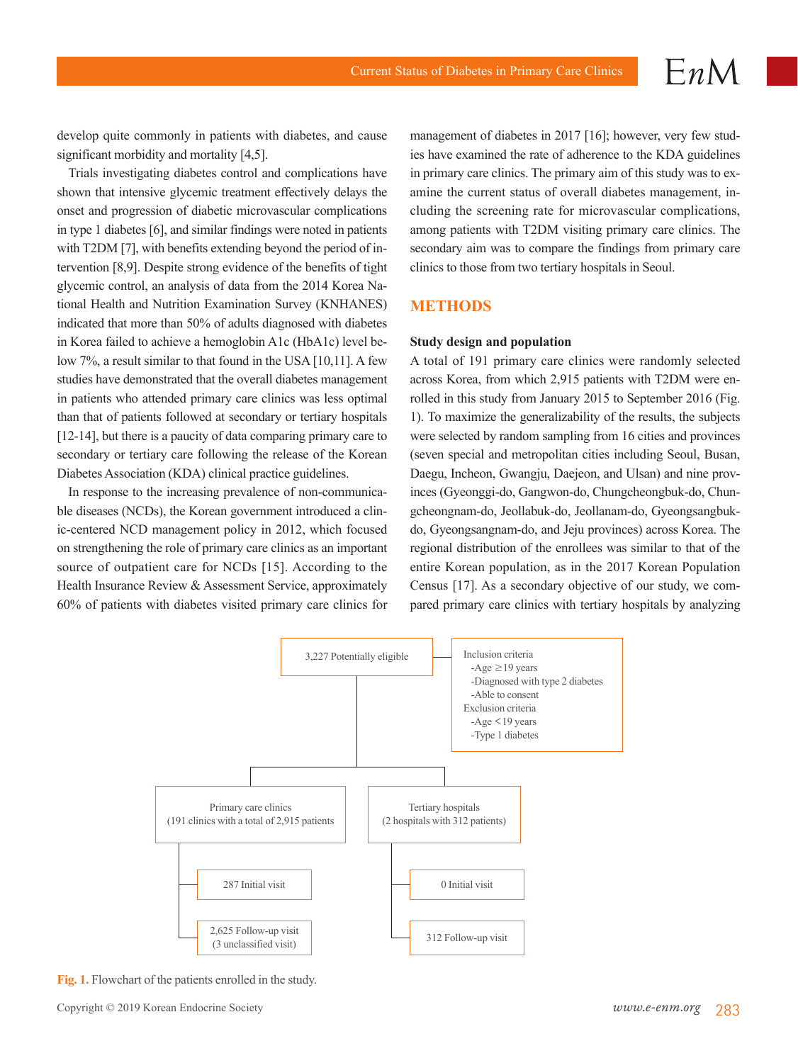develop quite commonly in patients with diabetes, and cause significant morbidity and mortality [4,5].

Trials investigating diabetes control and complications have shown that intensive glycemic treatment effectively delays the onset and progression of diabetic microvascular complications in type 1 diabetes [6], and similar findings were noted in patients with T2DM [7], with benefits extending beyond the period of intervention [8,9]. Despite strong evidence of the benefits of tight glycemic control, an analysis of data from the 2014 Korea National Health and Nutrition Examination Survey (KNHANES) indicated that more than 50% of adults diagnosed with diabetes in Korea failed to achieve a hemoglobin A1c (HbA1c) level below 7%, a result similar to that found in the USA [10,11]. A few studies have demonstrated that the overall diabetes management in patients who attended primary care clinics was less optimal than that of patients followed at secondary or tertiary hospitals [12-14], but there is a paucity of data comparing primary care to secondary or tertiary care following the release of the Korean Diabetes Association (KDA) clinical practice guidelines.

In response to the increasing prevalence of non-communicable diseases (NCDs), the Korean government introduced a clinic-centered NCD management policy in 2012, which focused on strengthening the role of primary care clinics as an important source of outpatient care for NCDs [15]. According to the Health Insurance Review & Assessment Service, approximately 60% of patients with diabetes visited primary care clinics for management of diabetes in 2017 [16]; however, very few studies have examined the rate of adherence to the KDA guidelines in primary care clinics. The primary aim of this study was to examine the current status of overall diabetes management, including the screening rate for microvascular complications, among patients with T2DM visiting primary care clinics. The secondary aim was to compare the findings from primary care clinics to those from two tertiary hospitals in Seoul.

## METHODS

### Study design and population

A total of 191 primary care clinics were randomly selected across Korea, from which 2,915 patients with T2DM were enrolled in this study from January 2015 to September 2016 (Fig. 1). To maximize the generalizability of the results, the subjects were selected by random sampling from 16 cities and provinces (seven special and metropolitan cities including Seoul, Busan, Daegu, Incheon, Gwangju, Daejeon, and Ulsan) and nine provinces (Gyeonggi-do, Gangwon-do, Chungcheongbuk-do, Chungcheongnam-do, Jeollabuk-do, Jeollanam-do, Gyeongsangbuk-do, Gyeongsangnam-do, and Jeju provinces) across Korea. The regional distribution of the enrollees was similar to that of the entire Korean population, as in the 2017 Korean Population Census [17]. As a secondary objective of our study, we compared primary care clinics with tertiary hospitals by analyzing

- 3,227 Potentially eligible
  - Inclusion criteria: -Age ≥19 years; -Diagnosed with type 2 diabetes; -Able to consent
  - Exclusion criteria: -Age <19 years; -Type 1 diabetes
- Primary care clinics (191 clinics with a total of 2,915 patients)
  - 287 Initial visit
  - 2,625 Follow-up visit (3 unclassified visit)
- Tertiary hospitals (2 hospitals with 312 patients)
  - 0 Initial visit
  - 312 Follow-up visit

**Fig. 1.** Flowchart of the patients enrolled in the study.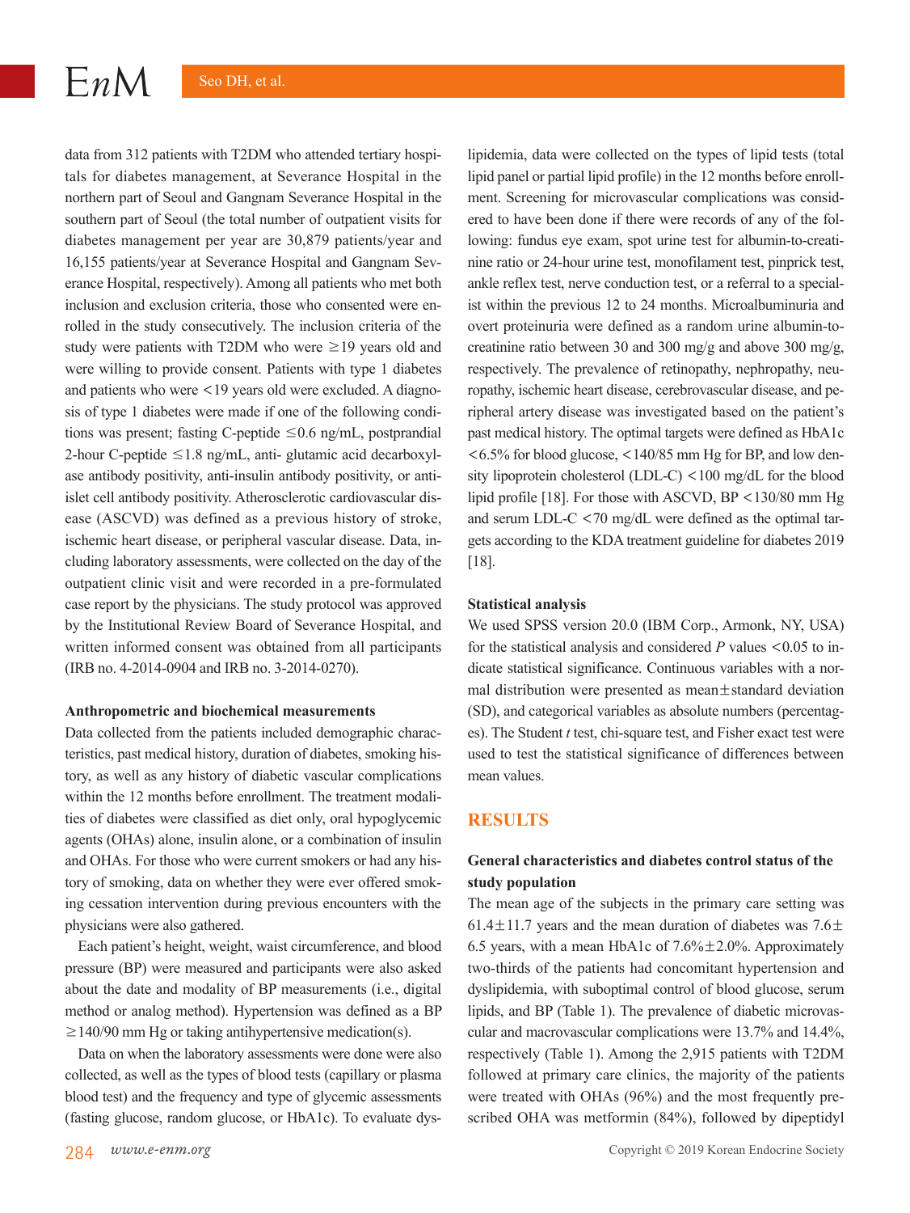data from 312 patients with T2DM who attended tertiary hospitals for diabetes management, at Severance Hospital in the northern part of Seoul and Gangnam Severance Hospital in the southern part of Seoul (the total number of outpatient visits for diabetes management per year are 30,879 patients/year and 16,155 patients/year at Severance Hospital and Gangnam Severance Hospital, respectively). Among all patients who met both inclusion and exclusion criteria, those who consented were enrolled in the study consecutively. The inclusion criteria of the study were patients with T2DM who were ≥19 years old and were willing to provide consent. Patients with type 1 diabetes and patients who were <19 years old were excluded. A diagnosis of type 1 diabetes were made if one of the following conditions was present; fasting C-peptide ≤0.6 ng/mL, postprandial 2-hour C-peptide ≤1.8 ng/mL, anti- glutamic acid decarboxylase antibody positivity, anti-insulin antibody positivity, or anti-islet cell antibody positivity. Atherosclerotic cardiovascular disease (ASCVD) was defined as a previous history of stroke, ischemic heart disease, or peripheral vascular disease. Data, including laboratory assessments, were collected on the day of the outpatient clinic visit and were recorded in a pre-formulated case report by the physicians. The study protocol was approved by the Institutional Review Board of Severance Hospital, and written informed consent was obtained from all participants (IRB no. 4-2014-0904 and IRB no. 3-2014-0270).

### Anthropometric and biochemical measurements

Data collected from the patients included demographic characteristics, past medical history, duration of diabetes, smoking history, as well as any history of diabetic vascular complications within the 12 months before enrollment. The treatment modalities of diabetes were classified as diet only, oral hypoglycemic agents (OHAs) alone, insulin alone, or a combination of insulin and OHAs. For those who were current smokers or had any history of smoking, data on whether they were ever offered smoking cessation intervention during previous encounters with the physicians were also gathered.

Each patient's height, weight, waist circumference, and blood pressure (BP) were measured and participants were also asked about the date and modality of BP measurements (i.e., digital method or analog method). Hypertension was defined as a BP ≥140/90 mm Hg or taking antihypertensive medication(s).

Data on when the laboratory assessments were done were also collected, as well as the types of blood tests (capillary or plasma blood test) and the frequency and type of glycemic assessments (fasting glucose, random glucose, or HbA1c). To evaluate dyslipidemia, data were collected on the types of lipid tests (total lipid panel or partial lipid profile) in the 12 months before enrollment. Screening for microvascular complications was considered to have been done if there were records of any of the following: fundus eye exam, spot urine test for albumin-to-creatinine ratio or 24-hour urine test, monofilament test, pinprick test, ankle reflex test, nerve conduction test, or a referral to a specialist within the previous 12 to 24 months. Microalbuminuria and overt proteinuria were defined as a random urine albumin-to-creatinine ratio between 30 and 300 mg/g and above 300 mg/g, respectively. The prevalence of retinopathy, nephropathy, neuropathy, ischemic heart disease, cerebrovascular disease, and peripheral artery disease was investigated based on the patient's past medical history. The optimal targets were defined as HbA1c <6.5% for blood glucose, <140/85 mm Hg for BP, and low density lipoprotein cholesterol (LDL-C) <100 mg/dL for the blood lipid profile [18]. For those with ASCVD, BP <130/80 mm Hg and serum LDL-C <70 mg/dL were defined as the optimal targets according to the KDA treatment guideline for diabetes 2019 [18].

### Statistical analysis

We used SPSS version 20.0 (IBM Corp., Armonk, NY, USA) for the statistical analysis and considered $P$ values <0.05 to indicate statistical significance. Continuous variables with a normal distribution were presented as mean±standard deviation (SD), and categorical variables as absolute numbers (percentages). The Student $t$ test, chi-square test, and Fisher exact test were used to test the statistical significance of differences between mean values.

## RESULTS

### General characteristics and diabetes control status of the study population

The mean age of the subjects in the primary care setting was 61.4±11.7 years and the mean duration of diabetes was 7.6±6.5 years, with a mean HbA1c of 7.6%±2.0%. Approximately two-thirds of the patients had concomitant hypertension and dyslipidemia, with suboptimal control of blood glucose, serum lipids, and BP (Table 1). The prevalence of diabetic microvascular and macrovascular complications were 13.7% and 14.4%, respectively (Table 1). Among the 2,915 patients with T2DM followed at primary care clinics, the majority of the patients were treated with OHAs (96%) and the most frequently prescribed OHA was metformin (84%), followed by dipeptidyl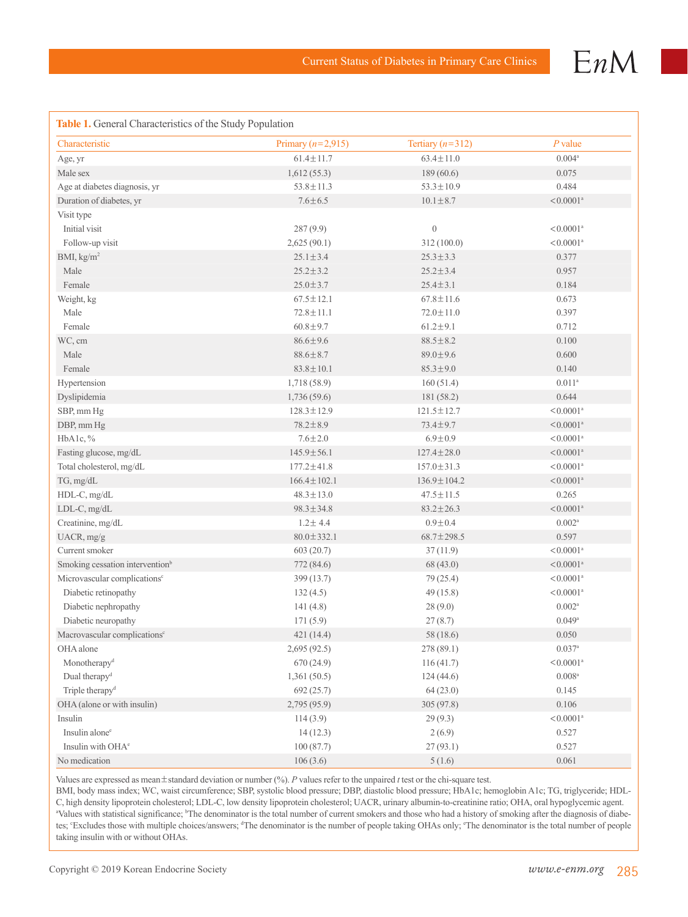**Table 1.** General Characteristics of the Study Population

| Characteristic | Primary (*n*=2,915) | Tertiary (*n*=312) | *P* value |
|---|---|---|---|
| Age, yr | 61.4±11.7 | 63.4±11.0 | 0.004[a] |
| Male sex | 1,612 (55.3) | 189 (60.6) | 0.075 |
| Age at diabetes diagnosis, yr | 53.8±11.3 | 53.3±10.9 | 0.484 |
| Duration of diabetes, yr | 7.6±6.5 | 10.1±8.7 | <0.0001[a] |
| Visit type | | | |
| Initial visit | 287 (9.9) | 0 | <0.0001[a] |
| Follow-up visit | 2,625 (90.1) | 312 (100.0) | <0.0001[a] |
| BMI, kg/m$^2$ | 25.1±3.4 | 25.3±3.3 | 0.377 |
| Male | 25.2±3.2 | 25.2±3.4 | 0.957 |
| Female | 25.0±3.7 | 25.4±3.1 | 0.184 |
| Weight, kg | 67.5±12.1 | 67.8±11.6 | 0.673 |
| Male | 72.8±11.1 | 72.0±11.0 | 0.397 |
| Female | 60.8±9.7 | 61.2±9.1 | 0.712 |
| WC, cm | 86.6±9.6 | 88.5±8.2 | 0.100 |
| Male | 88.6±8.7 | 89.0±9.6 | 0.600 |
| Female | 83.8±10.1 | 85.3±9.0 | 0.140 |
| Hypertension | 1,718 (58.9) | 160 (51.4) | 0.011[a] |
| Dyslipidemia | 1,736 (59.6) | 181 (58.2) | 0.644 |
| SBP, mm Hg | 128.3±12.9 | 121.5±12.7 | <0.0001[a] |
| DBP, mm Hg | 78.2±8.9 | 73.4±9.7 | <0.0001[a] |
| HbA1c, % | 7.6±2.0 | 6.9±0.9 | <0.0001[a] |
| Fasting glucose, mg/dL | 145.9±56.1 | 127.4±28.0 | <0.0001[a] |
| Total cholesterol, mg/dL | 177.2±41.8 | 157.0±31.3 | <0.0001[a] |
| TG, mg/dL | 166.4±102.1 | 136.9±104.2 | <0.0001[a] |
| HDL-C, mg/dL | 48.3±13.0 | 47.5±11.5 | 0.265 |
| LDL-C, mg/dL | 98.3±34.8 | 83.2±26.3 | <0.0001[a] |
| Creatinine, mg/dL | 1.2±4.4 | 0.9±0.4 | 0.002[a] |
| UACR, mg/g | 80.0±332.1 | 68.7±298.5 | 0.597 |
| Current smoker | 603 (20.7) | 37 (11.9) | <0.0001[a] |
| Smoking cessation intervention[b] | 772 (84.6) | 68 (43.0) | <0.0001[a] |
| Microvascular complications[c] | 399 (13.7) | 79 (25.4) | <0.0001[a] |
| Diabetic retinopathy | 132 (4.5) | 49 (15.8) | <0.0001[a] |
| Diabetic nephropathy | 141 (4.8) | 28 (9.0) | 0.002[a] |
| Diabetic neuropathy | 171 (5.9) | 27 (8.7) | 0.049[a] |
| Macrovascular complications[c] | 421 (14.4) | 58 (18.6) | 0.050 |
| OHA alone | 2,695 (92.5) | 278 (89.1) | 0.037[a] |
| Monotherapy[d] | 670 (24.9) | 116 (41.7) | <0.0001[a] |
| Dual therapy[d] | 1,361 (50.5) | 124 (44.6) | 0.008[a] |
| Triple therapy[d] | 692 (25.7) | 64 (23.0) | 0.145 |
| OHA (alone or with insulin) | 2,795 (95.9) | 305 (97.8) | 0.106 |
| Insulin | 114 (3.9) | 29 (9.3) | <0.0001[a] |
| Insulin alone[e] | 14 (12.3) | 2 (6.9) | 0.527 |
| Insulin with OHA[e] | 100 (87.7) | 27 (93.1) | 0.527 |
| No medication | 106 (3.6) | 5 (1.6) | 0.061 |

Values are expressed as mean±standard deviation or number (%). *P* values refer to the unpaired *t* test or the chi-square test.

BMI, body mass index; WC, waist circumference; SBP, systolic blood pressure; DBP, diastolic blood pressure; HbA1c, hemoglobin A1c; TG, triglyceride; HDL-C, high density lipoprotein cholesterol; LDL-C, low density lipoprotein cholesterol; UACR, urinary albumin-to-creatinine ratio; OHA, oral hypoglycemic agent.

[a]Values with statistical significance; [b]The denominator is the total number of current smokers and those who had a history of smoking after the diagnosis of diabetes; [c]Excludes those with multiple choices/answers; [d]The denominator is the number of people taking OHAs only; [e]The denominator is the total number of people taking insulin with or without OHAs.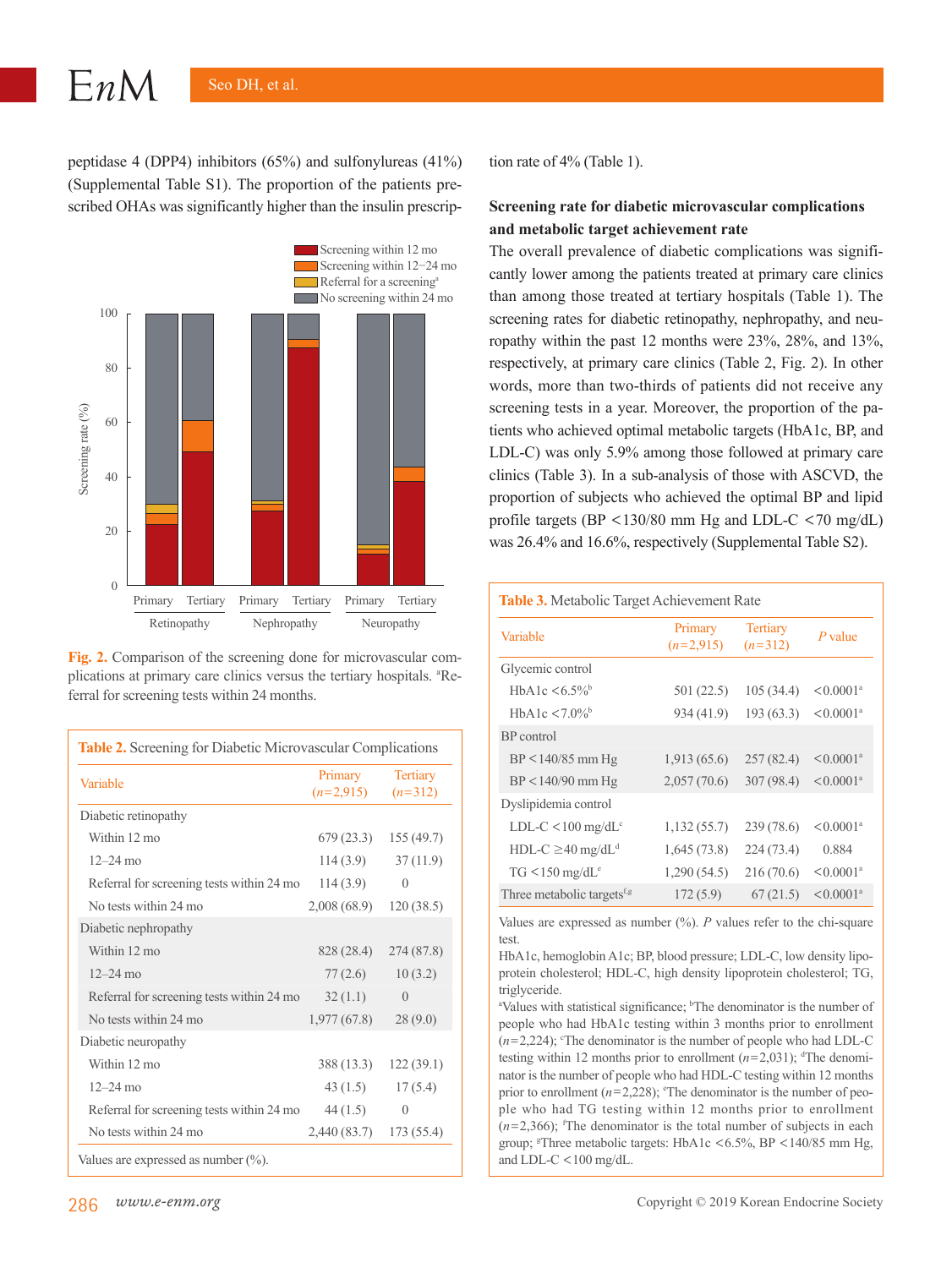peptidase 4 (DPP4) inhibitors (65%) and sulfonylureas (41%) (Supplemental Table S1). The proportion of the patients prescribed OHAs was significantly higher than the insulin prescription rate of 4% (Table 1).

Fig. 2. Comparison of the screening done for microvascular complications at primary care clinics versus the tertiary hospitals. [a]Referral for screening tests within 24 months.

**Table 2.** Screening for Diabetic Microvascular Complications

| Variable | Primary (n=2,915) | Tertiary (n=312) |
|---|---|---|
| Diabetic retinopathy | | |
| Within 12 mo | 679 (23.3) | 155 (49.7) |
| 12–24 mo | 114 (3.9) | 37 (11.9) |
| Referral for screening tests within 24 mo | 114 (3.9) | 0 |
| No tests within 24 mo | 2,008 (68.9) | 120 (38.5) |
| Diabetic nephropathy | | |
| Within 12 mo | 828 (28.4) | 274 (87.8) |
| 12–24 mo | 77 (2.6) | 10 (3.2) |
| Referral for screening tests within 24 mo | 32 (1.1) | 0 |
| No tests within 24 mo | 1,977 (67.8) | 28 (9.0) |
| Diabetic neuropathy | | |
| Within 12 mo | 388 (13.3) | 122 (39.1) |
| 12–24 mo | 43 (1.5) | 17 (5.4) |
| Referral for screening tests within 24 mo | 44 (1.5) | 0 |
| No tests within 24 mo | 2,440 (83.7) | 173 (55.4) |

Values are expressed as number (%).

### Screening rate for diabetic microvascular complications and metabolic target achievement rate

The overall prevalence of diabetic complications was significantly lower among the patients treated at primary care clinics than among those treated at tertiary hospitals (Table 1). The screening rates for diabetic retinopathy, nephropathy, and neuropathy within the past 12 months were 23%, 28%, and 13%, respectively, at primary care clinics (Table 2, Fig. 2). In other words, more than two-thirds of patients did not receive any screening tests in a year. Moreover, the proportion of the patients who achieved optimal metabolic targets (HbA1c, BP, and LDL-C) was only 5.9% among those followed at primary care clinics (Table 3). In a sub-analysis of those with ASCVD, the proportion of subjects who achieved the optimal BP and lipid profile targets (BP <130/80 mm Hg and LDL-C <70 mg/dL) was 26.4% and 16.6%, respectively (Supplemental Table S2).

**Table 3.** Metabolic Target Achievement Rate

| Variable | Primary (n=2,915) | Tertiary (n=312) | *P* value |
|---|---|---|---|
| Glycemic control | | | |
| HbA1c <6.5%[b] | 501 (22.5) | 105 (34.4) | <0.0001[a] |
| HbA1c <7.0%[b] | 934 (41.9) | 193 (63.3) | <0.0001[a] |
| BP control | | | |
| BP <140/85 mm Hg | 1,913 (65.6) | 257 (82.4) | <0.0001[a] |
| BP <140/90 mm Hg | 2,057 (70.6) | 307 (98.4) | <0.0001[a] |
| Dyslipidemia control | | | |
| LDL-C <100 mg/dL[c] | 1,132 (55.7) | 239 (78.6) | <0.0001[a] |
| HDL-C ≥40 mg/dL[d] | 1,645 (73.8) | 224 (73.4) | 0.884 |
| TG <150 mg/dL[e] | 1,290 (54.5) | 216 (70.6) | <0.0001[a] |
| Three metabolic targets[f,g] | 172 (5.9) | 67 (21.5) | <0.0001[a] |

Values are expressed as number (%). *P* values refer to the chi-square test.

HbA1c, hemoglobin A1c; BP, blood pressure; LDL-C, low density lipoprotein cholesterol; HDL-C, high density lipoprotein cholesterol; TG, triglyceride.

[a]Values with statistical significance; [b]The denominator is the number of people who had HbA1c testing within 3 months prior to enrollment (n=2,224); [c]The denominator is the number of people who had LDL-C testing within 12 months prior to enrollment (n=2,031); [d]The denominator is the number of people who had HDL-C testing within 12 months prior to enrollment (n=2,228); [e]The denominator is the number of people who had TG testing within 12 months prior to enrollment (n=2,366); [f]The denominator is the total number of subjects in each group; [g]Three metabolic targets: HbA1c <6.5%, BP <140/85 mm Hg, and LDL-C <100 mg/dL.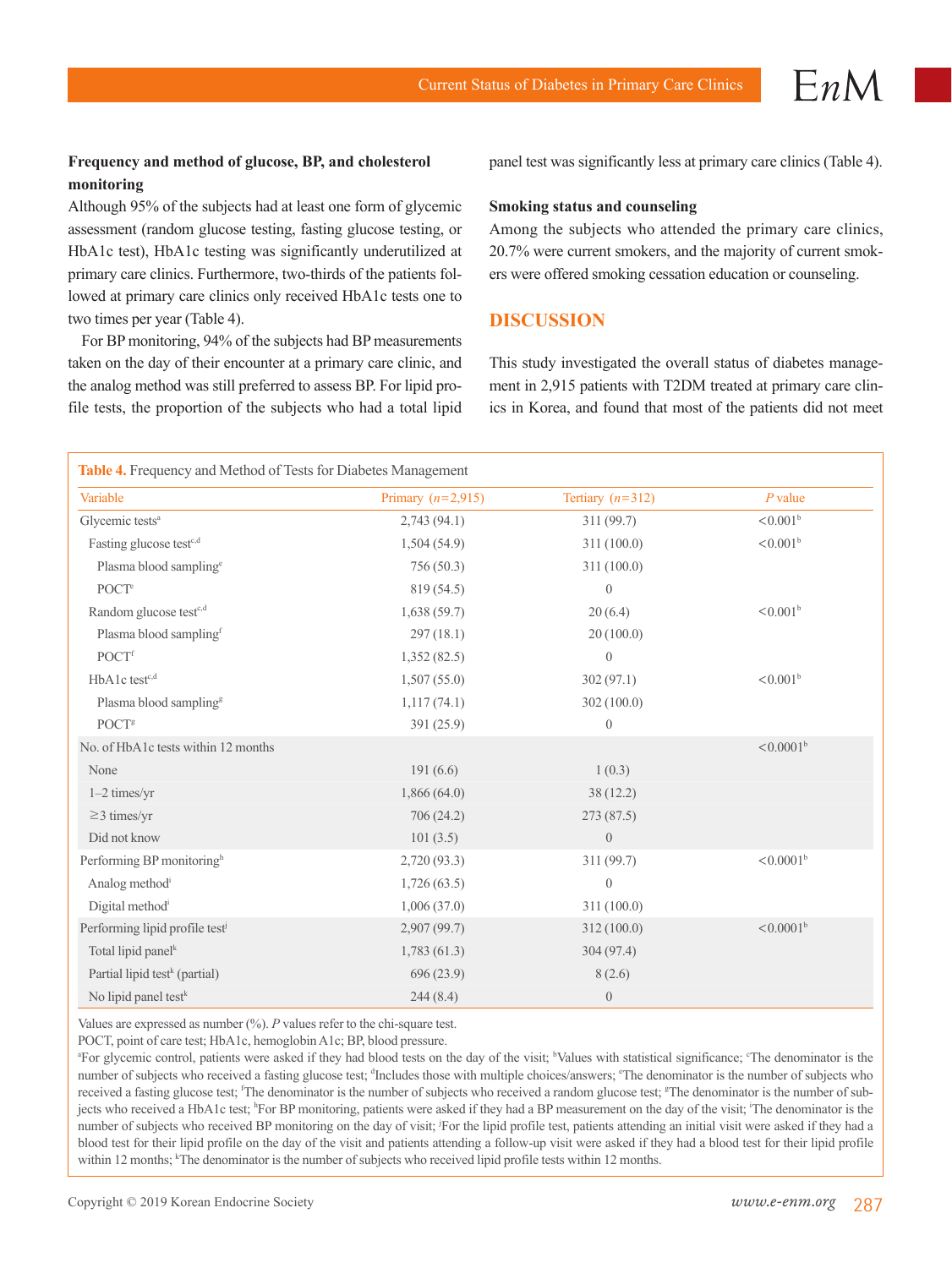### Frequency and method of glucose, BP, and cholesterol monitoring

Although 95% of the subjects had at least one form of glycemic assessment (random glucose testing, fasting glucose testing, or HbA1c test), HbA1c testing was significantly underutilized at primary care clinics. Furthermore, two-thirds of the patients followed at primary care clinics only received HbA1c tests one to two times per year (Table 4).

For BP monitoring, 94% of the subjects had BP measurements taken on the day of their encounter at a primary care clinic, and the analog method was still preferred to assess BP. For lipid profile tests, the proportion of the subjects who had a total lipid panel test was significantly less at primary care clinics (Table 4).

### Smoking status and counseling

Among the subjects who attended the primary care clinics, 20.7% were current smokers, and the majority of current smokers were offered smoking cessation education or counseling.

## DISCUSSION

This study investigated the overall status of diabetes management in 2,915 patients with T2DM treated at primary care clinics in Korea, and found that most of the patients did not meet

**Table 4.** Frequency and Method of Tests for Diabetes Management

| Variable | Primary (*n*=2,915) | Tertiary (*n*=312) | *P* value |
|---|---|---|---|
| Glycemic tests[a] | 2,743 (94.1) | 311 (99.7) | <0.001[b] |
| Fasting glucose test[c,d] | 1,504 (54.9) | 311 (100.0) | <0.001[b] |
| Plasma blood sampling[e] | 756 (50.3) | 311 (100.0) | |
| POCT[e] | 819 (54.5) | 0 | |
| Random glucose test[c,d] | 1,638 (59.7) | 20 (6.4) | <0.001[b] |
| Plasma blood sampling[f] | 297 (18.1) | 20 (100.0) | |
| POCT[f] | 1,352 (82.5) | 0 | |
| HbA1c test[c,d] | 1,507 (55.0) | 302 (97.1) | <0.001[b] |
| Plasma blood sampling[g] | 1,117 (74.1) | 302 (100.0) | |
| POCT[g] | 391 (25.9) | 0 | |
| No. of HbA1c tests within 12 months | | | <0.0001[b] |
| None | 191 (6.6) | 1 (0.3) | |
| 1–2 times/yr | 1,866 (64.0) | 38 (12.2) | |
| ≥3 times/yr | 706 (24.2) | 273 (87.5) | |
| Did not know | 101 (3.5) | 0 | |
| Performing BP monitoring[h] | 2,720 (93.3) | 311 (99.7) | <0.0001[b] |
| Analog method[i] | 1,726 (63.5) | 0 | |
| Digital method[i] | 1,006 (37.0) | 311 (100.0) | |
| Performing lipid profile test[j] | 2,907 (99.7) | 312 (100.0) | <0.0001[b] |
| Total lipid panel[k] | 1,783 (61.3) | 304 (97.4) | |
| Partial lipid test[k] (partial) | 696 (23.9) | 8 (2.6) | |
| No lipid panel test[k] | 244 (8.4) | 0 | |

Values are expressed as number (%). *P* values refer to the chi-square test.

POCT, point of care test; HbA1c, hemoglobin A1c; BP, blood pressure.

[a]For glycemic control, patients were asked if they had blood tests on the day of the visit; [b]Values with statistical significance; [c]The denominator is the number of subjects who received a fasting glucose test; [d]Includes those with multiple choices/answers; [e]The denominator is the number of subjects who received a fasting glucose test; [f]The denominator is the number of subjects who received a random glucose test; [g]The denominator is the number of subjects who received a HbA1c test; [h]For BP monitoring, patients were asked if they had a BP measurement on the day of the visit; [i]The denominator is the number of subjects who received BP monitoring on the day of visit; [j]For the lipid profile test, patients attending an initial visit were asked if they had a blood test for their lipid profile on the day of the visit and patients attending a follow-up visit were asked if they had a blood test for their lipid profile within 12 months; [k]The denominator is the number of subjects who received lipid profile tests within 12 months.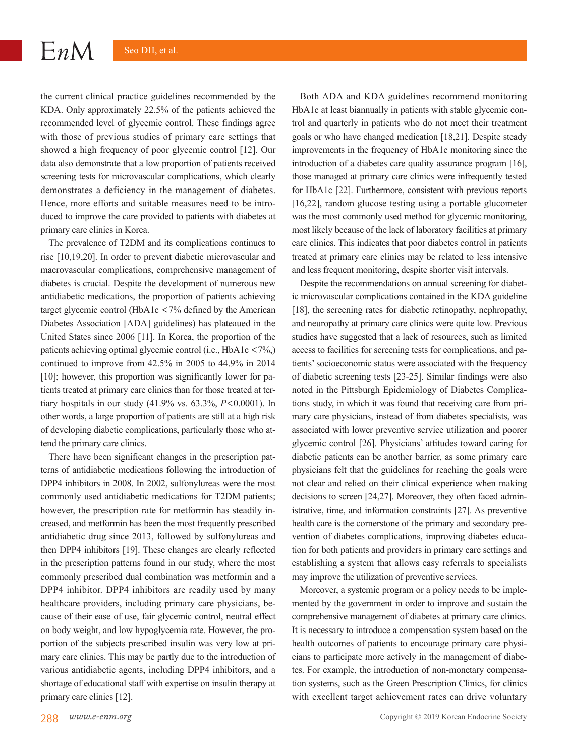the current clinical practice guidelines recommended by the KDA. Only approximately 22.5% of the patients achieved the recommended level of glycemic control. These findings agree with those of previous studies of primary care settings that showed a high frequency of poor glycemic control [12]. Our data also demonstrate that a low proportion of patients received screening tests for microvascular complications, which clearly demonstrates a deficiency in the management of diabetes. Hence, more efforts and suitable measures need to be introduced to improve the care provided to patients with diabetes at primary care clinics in Korea.

The prevalence of T2DM and its complications continues to rise [10,19,20]. In order to prevent diabetic microvascular and macrovascular complications, comprehensive management of diabetes is crucial. Despite the development of numerous new antidiabetic medications, the proportion of patients achieving target glycemic control (HbA1c <7% defined by the American Diabetes Association [ADA] guidelines) has plateaued in the United States since 2006 [11]. In Korea, the proportion of the patients achieving optimal glycemic control (i.e., HbA1c <7%,) continued to improve from 42.5% in 2005 to 44.9% in 2014 [10]; however, this proportion was significantly lower for patients treated at primary care clinics than for those treated at tertiary hospitals in our study (41.9% vs. 63.3%, $P<0.0001$). In other words, a large proportion of patients are still at a high risk of developing diabetic complications, particularly those who attend the primary care clinics.

There have been significant changes in the prescription patterns of antidiabetic medications following the introduction of DPP4 inhibitors in 2008. In 2002, sulfonylureas were the most commonly used antidiabetic medications for T2DM patients; however, the prescription rate for metformin has steadily increased, and metformin has been the most frequently prescribed antidiabetic drug since 2013, followed by sulfonylureas and then DPP4 inhibitors [19]. These changes are clearly reflected in the prescription patterns found in our study, where the most commonly prescribed dual combination was metformin and a DPP4 inhibitor. DPP4 inhibitors are readily used by many healthcare providers, including primary care physicians, because of their ease of use, fair glycemic control, neutral effect on body weight, and low hypoglycemia rate. However, the proportion of the subjects prescribed insulin was very low at primary care clinics. This may be partly due to the introduction of various antidiabetic agents, including DPP4 inhibitors, and a shortage of educational staff with expertise on insulin therapy at primary care clinics [12].

Both ADA and KDA guidelines recommend monitoring HbA1c at least biannually in patients with stable glycemic control and quarterly in patients who do not meet their treatment goals or who have changed medication [18,21]. Despite steady improvements in the frequency of HbA1c monitoring since the introduction of a diabetes care quality assurance program [16], those managed at primary care clinics were infrequently tested for HbA1c [22]. Furthermore, consistent with previous reports [16,22], random glucose testing using a portable glucometer was the most commonly used method for glycemic monitoring, most likely because of the lack of laboratory facilities at primary care clinics. This indicates that poor diabetes control in patients treated at primary care clinics may be related to less intensive and less frequent monitoring, despite shorter visit intervals.

Despite the recommendations on annual screening for diabetic microvascular complications contained in the KDA guideline [18], the screening rates for diabetic retinopathy, nephropathy, and neuropathy at primary care clinics were quite low. Previous studies have suggested that a lack of resources, such as limited access to facilities for screening tests for complications, and patients' socioeconomic status were associated with the frequency of diabetic screening tests [23-25]. Similar findings were also noted in the Pittsburgh Epidemiology of Diabetes Complications study, in which it was found that receiving care from primary care physicians, instead of from diabetes specialists, was associated with lower preventive service utilization and poorer glycemic control [26]. Physicians' attitudes toward caring for diabetic patients can be another barrier, as some primary care physicians felt that the guidelines for reaching the goals were not clear and relied on their clinical experience when making decisions to screen [24,27]. Moreover, they often faced administrative, time, and information constraints [27]. As preventive health care is the cornerstone of the primary and secondary prevention of diabetes complications, improving diabetes education for both patients and providers in primary care settings and establishing a system that allows easy referrals to specialists may improve the utilization of preventive services.

Moreover, a systemic program or a policy needs to be implemented by the government in order to improve and sustain the comprehensive management of diabetes at primary care clinics. It is necessary to introduce a compensation system based on the health outcomes of patients to encourage primary care physicians to participate more actively in the management of diabetes. For example, the introduction of non-monetary compensation systems, such as the Green Prescription Clinics, for clinics with excellent target achievement rates can drive voluntary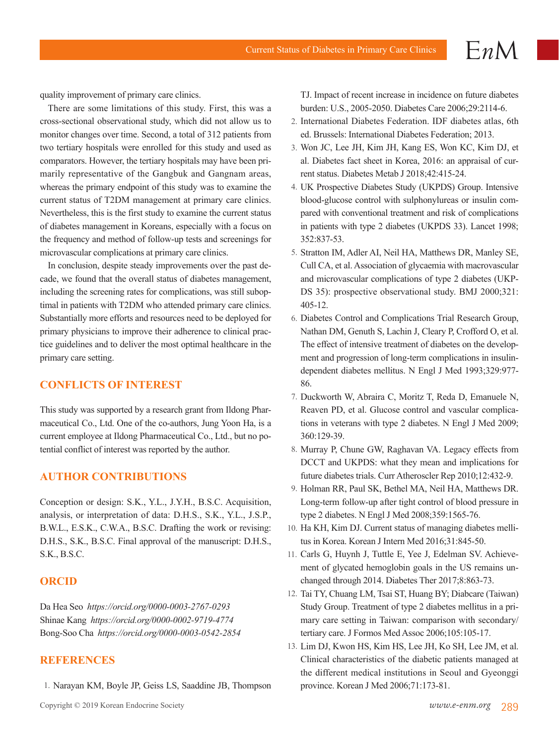quality improvement of primary care clinics.

There are some limitations of this study. First, this was a cross-sectional observational study, which did not allow us to monitor changes over time. Second, a total of 312 patients from two tertiary hospitals were enrolled for this study and used as comparators. However, the tertiary hospitals may have been primarily representative of the Gangbuk and Gangnam areas, whereas the primary endpoint of this study was to examine the current status of T2DM management at primary care clinics. Nevertheless, this is the first study to examine the current status of diabetes management in Koreans, especially with a focus on the frequency and method of follow-up tests and screenings for microvascular complications at primary care clinics.

In conclusion, despite steady improvements over the past decade, we found that the overall status of diabetes management, including the screening rates for complications, was still suboptimal in patients with T2DM who attended primary care clinics. Substantially more efforts and resources need to be deployed for primary physicians to improve their adherence to clinical practice guidelines and to deliver the most optimal healthcare in the primary care setting.

## CONFLICTS OF INTEREST

This study was supported by a research grant from Ildong Pharmaceutical Co., Ltd. One of the co-authors, Jung Yoon Ha, is a current employee at Ildong Pharmaceutical Co., Ltd., but no potential conflict of interest was reported by the author.

## AUTHOR CONTRIBUTIONS

Conception or design: S.K., Y.L., J.Y.H., B.S.C. Acquisition, analysis, or interpretation of data: D.H.S., S.K., Y.L., J.S.P., B.W.L., E.S.K., C.W.A., B.S.C. Drafting the work or revising: D.H.S., S.K., B.S.C. Final approval of the manuscript: D.H.S., S.K., B.S.C.

## ORCID

Da Hea Seo *https://orcid.org/0000-0003-2767-0293*
Shinae Kang *https://orcid.org/0000-0002-9719-4774*
Bong-Soo Cha *https://orcid.org/0000-0003-0542-2854*

## REFERENCES

1. Narayan KM, Boyle JP, Geiss LS, Saaddine JB, Thompson TJ. Impact of recent increase in incidence on future diabetes burden: U.S., 2005-2050. Diabetes Care 2006;29:2114-6.
2. International Diabetes Federation. IDF diabetes atlas, 6th ed. Brussels: International Diabetes Federation; 2013.
3. Won JC, Lee JH, Kim JH, Kang ES, Won KC, Kim DJ, et al. Diabetes fact sheet in Korea, 2016: an appraisal of current status. Diabetes Metab J 2018;42:415-24.
4. UK Prospective Diabetes Study (UKPDS) Group. Intensive blood-glucose control with sulphonylureas or insulin compared with conventional treatment and risk of complications in patients with type 2 diabetes (UKPDS 33). Lancet 1998; 352:837-53.
5. Stratton IM, Adler AI, Neil HA, Matthews DR, Manley SE, Cull CA, et al. Association of glycaemia with macrovascular and microvascular complications of type 2 diabetes (UKPDS 35): prospective observational study. BMJ 2000;321: 405-12.
6. Diabetes Control and Complications Trial Research Group, Nathan DM, Genuth S, Lachin J, Cleary P, Crofford O, et al. The effect of intensive treatment of diabetes on the development and progression of long-term complications in insulin-dependent diabetes mellitus. N Engl J Med 1993;329:977-86.
7. Duckworth W, Abraira C, Moritz T, Reda D, Emanuele N, Reaven PD, et al. Glucose control and vascular complications in veterans with type 2 diabetes. N Engl J Med 2009; 360:129-39.
8. Murray P, Chune GW, Raghavan VA. Legacy effects from DCCT and UKPDS: what they mean and implications for future diabetes trials. Curr Atheroscler Rep 2010;12:432-9.
9. Holman RR, Paul SK, Bethel MA, Neil HA, Matthews DR. Long-term follow-up after tight control of blood pressure in type 2 diabetes. N Engl J Med 2008;359:1565-76.
10. Ha KH, Kim DJ. Current status of managing diabetes mellitus in Korea. Korean J Intern Med 2016;31:845-50.
11. Carls G, Huynh J, Tuttle E, Yee J, Edelman SV. Achievement of glycated hemoglobin goals in the US remains unchanged through 2014. Diabetes Ther 2017;8:863-73.
12. Tai TY, Chuang LM, Tsai ST, Huang BY; Diabcare (Taiwan) Study Group. Treatment of type 2 diabetes mellitus in a primary care setting in Taiwan: comparison with secondary/tertiary care. J Formos Med Assoc 2006;105:105-17.
13. Lim DJ, Kwon HS, Kim HS, Lee JH, Ko SH, Lee JM, et al. Clinical characteristics of the diabetic patients managed at the different medical institutions in Seoul and Gyeonggi province. Korean J Med 2006;71:173-81.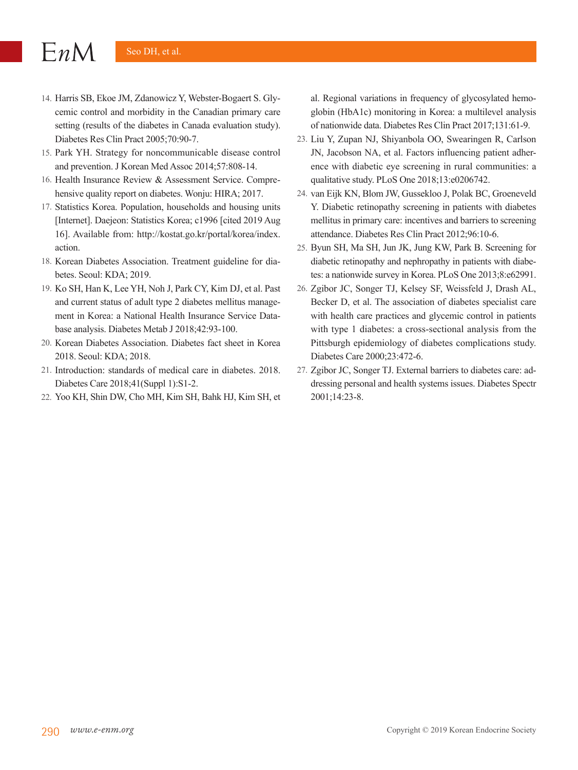14. Harris SB, Ekoe JM, Zdanowicz Y, Webster-Bogaert S. Glycemic control and morbidity in the Canadian primary care setting (results of the diabetes in Canada evaluation study). Diabetes Res Clin Pract 2005;70:90-7.
15. Park YH. Strategy for noncommunicable disease control and prevention. J Korean Med Assoc 2014;57:808-14.
16. Health Insurance Review & Assessment Service. Comprehensive quality report on diabetes. Wonju: HIRA; 2017.
17. Statistics Korea. Population, households and housing units [Internet]. Daejeon: Statistics Korea; c1996 [cited 2019 Aug 16]. Available from: http://kostat.go.kr/portal/korea/index.action.
18. Korean Diabetes Association. Treatment guideline for diabetes. Seoul: KDA; 2019.
19. Ko SH, Han K, Lee YH, Noh J, Park CY, Kim DJ, et al. Past and current status of adult type 2 diabetes mellitus management in Korea: a National Health Insurance Service Database analysis. Diabetes Metab J 2018;42:93-100.
20. Korean Diabetes Association. Diabetes fact sheet in Korea 2018. Seoul: KDA; 2018.
21. Introduction: standards of medical care in diabetes. 2018. Diabetes Care 2018;41(Suppl 1):S1-2.
22. Yoo KH, Shin DW, Cho MH, Kim SH, Bahk HJ, Kim SH, et al. Regional variations in frequency of glycosylated hemoglobin (HbA1c) monitoring in Korea: a multilevel analysis of nationwide data. Diabetes Res Clin Pract 2017;131:61-9.
23. Liu Y, Zupan NJ, Shiyanbola OO, Swearingen R, Carlson JN, Jacobson NA, et al. Factors influencing patient adherence with diabetic eye screening in rural communities: a qualitative study. PLoS One 2018;13:e0206742.
24. van Eijk KN, Blom JW, Gussekloo J, Polak BC, Groeneveld Y. Diabetic retinopathy screening in patients with diabetes mellitus in primary care: incentives and barriers to screening attendance. Diabetes Res Clin Pract 2012;96:10-6.
25. Byun SH, Ma SH, Jun JK, Jung KW, Park B. Screening for diabetic retinopathy and nephropathy in patients with diabetes: a nationwide survey in Korea. PLoS One 2013;8:e62991.
26. Zgibor JC, Songer TJ, Kelsey SF, Weissfeld J, Drash AL, Becker D, et al. The association of diabetes specialist care with health care practices and glycemic control in patients with type 1 diabetes: a cross-sectional analysis from the Pittsburgh epidemiology of diabetes complications study. Diabetes Care 2000;23:472-6.
27. Zgibor JC, Songer TJ. External barriers to diabetes care: addressing personal and health systems issues. Diabetes Spectr 2001;14:23-8.